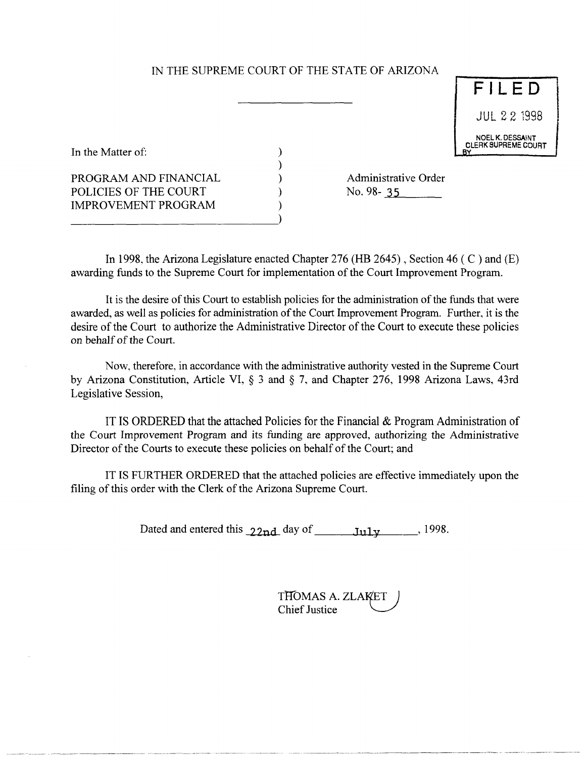IN THE SUPREME COURT OF THE STATE OF ARIZONA

**FILED**

JUL 22 1998

NOEL K. DESSAINT
CLERK SUPREME COURT
BY

In the Matter of:

PROGRAM AND FINANCIAL POLICIES OF THE COURT IMPROVEMENT PROGRAM

Administrative Order No. 98- 35

In 1998, the Arizona Legislature enacted Chapter 276 (HB 2645), Section 46 ( C ) and (E) awarding funds to the Supreme Court for implementation of the Court Improvement Program.

It is the desire of this Court to establish policies for the administration of the funds that were awarded, as well as policies for administration of the Court Improvement Program. Further, it is the desire of the Court to authorize the Administrative Director of the Court to execute these policies on behalf of the Court.

Now, therefore, in accordance with the administrative authority vested in the Supreme Court by Arizona Constitution, Article VI, § 3 and § 7, and Chapter 276, 1998 Arizona Laws, 43rd Legislative Session,

IT IS ORDERED that the attached Policies for the Financial & Program Administration of the Court Improvement Program and its funding are approved, authorizing the Administrative Director of the Courts to execute these policies on behalf of the Court; and

IT IS FURTHER ORDERED that the attached policies are effective immediately upon the filing of this order with the Clerk of the Arizona Supreme Court.

Dated and entered this 22nd day of July, 1998.

THOMAS A. ZLAKET
Chief Justice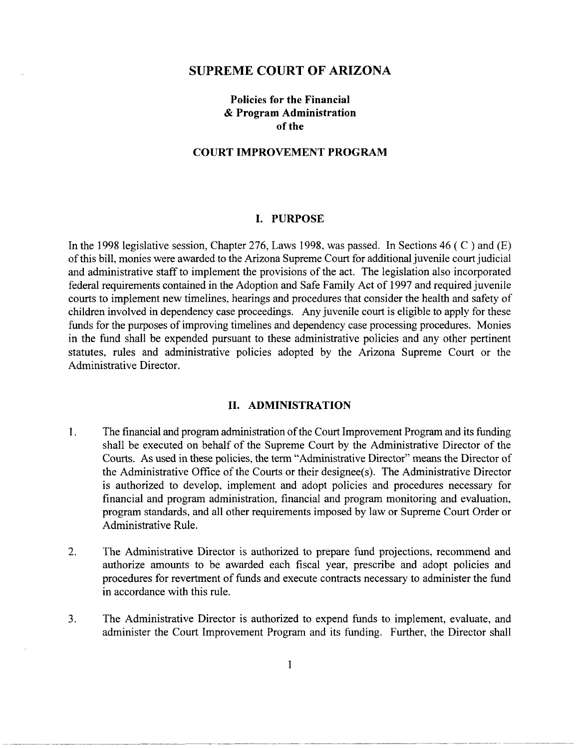# SUPREME COURT OF ARIZONA

### Policies for the Financial & Program Administration of the

## COURT IMPROVEMENT PROGRAM

## I. PURPOSE

In the 1998 legislative session, Chapter 276, Laws 1998, was passed. In Sections 46 ( C ) and (E) of this bill, monies were awarded to the Arizona Supreme Court for additional juvenile court judicial and administrative staff to implement the provisions of the act. The legislation also incorporated federal requirements contained in the Adoption and Safe Family Act of 1997 and required juvenile courts to implement new timelines, hearings and procedures that consider the health and safety of children involved in dependency case proceedings. Any juvenile court is eligible to apply for these funds for the purposes of improving timelines and dependency case processing procedures. Monies in the fund shall be expended pursuant to these administrative policies and any other pertinent statutes, rules and administrative policies adopted by the Arizona Supreme Court or the Administrative Director.

## II. ADMINISTRATION

1. The financial and program administration of the Court Improvement Program and its funding shall be executed on behalf of the Supreme Court by the Administrative Director of the Courts. As used in these policies, the term "Administrative Director" means the Director of the Administrative Office of the Courts or their designee(s). The Administrative Director is authorized to develop, implement and adopt policies and procedures necessary for financial and program administration, financial and program monitoring and evaluation, program standards, and all other requirements imposed by law or Supreme Court Order or Administrative Rule.

2. The Administrative Director is authorized to prepare fund projections, recommend and authorize amounts to be awarded each fiscal year, prescribe and adopt policies and procedures for revertment of funds and execute contracts necessary to administer the fund in accordance with this rule.

3. The Administrative Director is authorized to expend funds to implement, evaluate, and administer the Court Improvement Program and its funding. Further, the Director shall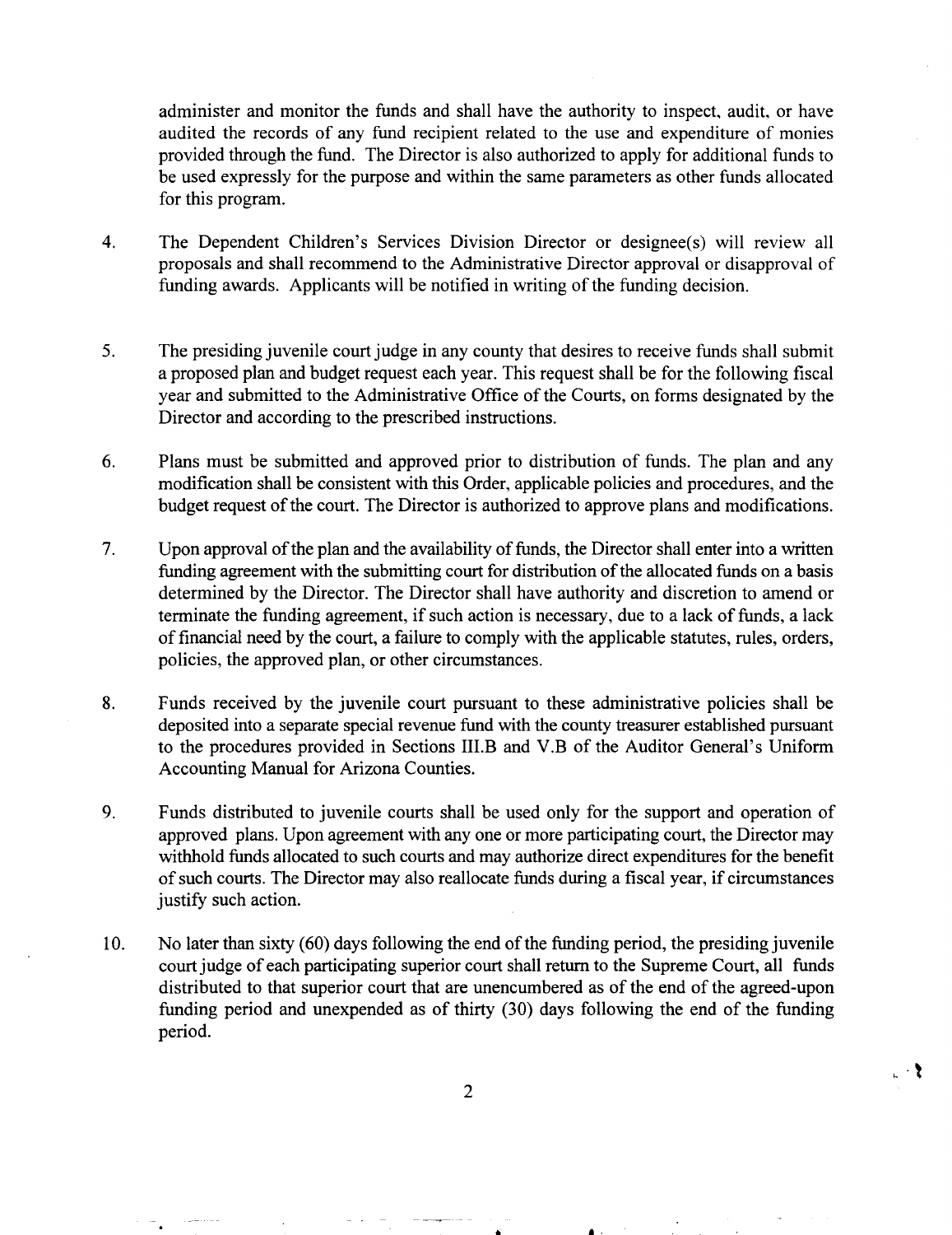administer and monitor the funds and shall have the authority to inspect, audit, or have audited the records of any fund recipient related to the use and expenditure of monies provided through the fund. The Director is also authorized to apply for additional funds to be used expressly for the purpose and within the same parameters as other funds allocated for this program.

4. The Dependent Children's Services Division Director or designee(s) will review all proposals and shall recommend to the Administrative Director approval or disapproval of funding awards. Applicants will be notified in writing of the funding decision.

5. The presiding juvenile court judge in any county that desires to receive funds shall submit a proposed plan and budget request each year. This request shall be for the following fiscal year and submitted to the Administrative Office of the Courts, on forms designated by the Director and according to the prescribed instructions.

6. Plans must be submitted and approved prior to distribution of funds. The plan and any modification shall be consistent with this Order, applicable policies and procedures, and the budget request of the court. The Director is authorized to approve plans and modifications.

7. Upon approval of the plan and the availability of funds, the Director shall enter into a written funding agreement with the submitting court for distribution of the allocated funds on a basis determined by the Director. The Director shall have authority and discretion to amend or terminate the funding agreement, if such action is necessary, due to a lack of funds, a lack of financial need by the court, a failure to comply with the applicable statutes, rules, orders, policies, the approved plan, or other circumstances.

8. Funds received by the juvenile court pursuant to these administrative policies shall be deposited into a separate special revenue fund with the county treasurer established pursuant to the procedures provided in Sections III.B and V.B of the Auditor General's Uniform Accounting Manual for Arizona Counties.

9. Funds distributed to juvenile courts shall be used only for the support and operation of approved plans. Upon agreement with any one or more participating court, the Director may withhold funds allocated to such courts and may authorize direct expenditures for the benefit of such courts. The Director may also reallocate funds during a fiscal year, if circumstances justify such action.

10. No later than sixty (60) days following the end of the funding period, the presiding juvenile court judge of each participating superior court shall return to the Supreme Court, all funds distributed to that superior court that are unencumbered as of the end of the agreed-upon funding period and unexpended as of thirty (30) days following the end of the funding period.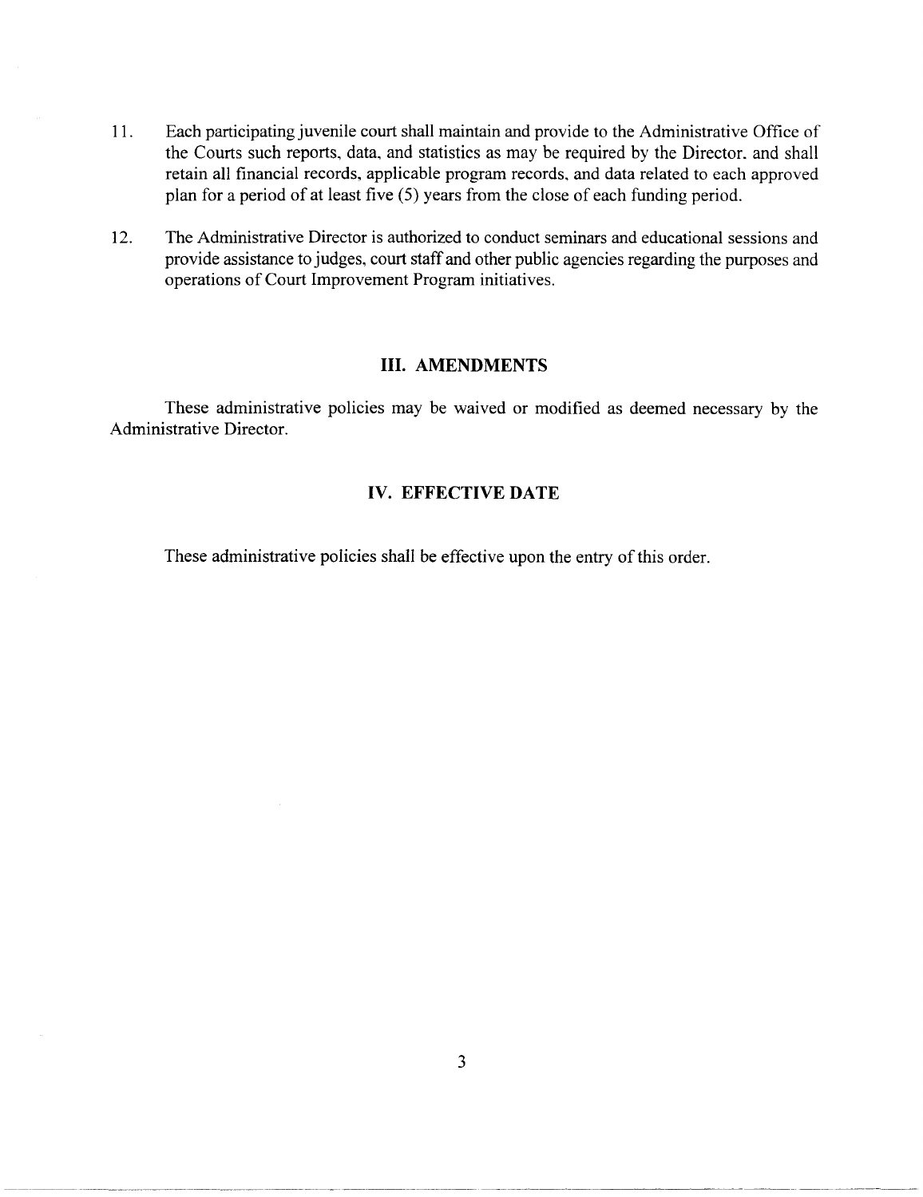11. Each participating juvenile court shall maintain and provide to the Administrative Office of the Courts such reports, data, and statistics as may be required by the Director. and shall retain all financial records, applicable program records, and data related to each approved plan for a period of at least five (5) years from the close of each funding period.

12. The Administrative Director is authorized to conduct seminars and educational sessions and provide assistance to judges, court staff and other public agencies regarding the purposes and operations of Court Improvement Program initiatives.

## III. AMENDMENTS

These administrative policies may be waived or modified as deemed necessary by the Administrative Director.

## IV. EFFECTIVE DATE

These administrative policies shall be effective upon the entry of this order.